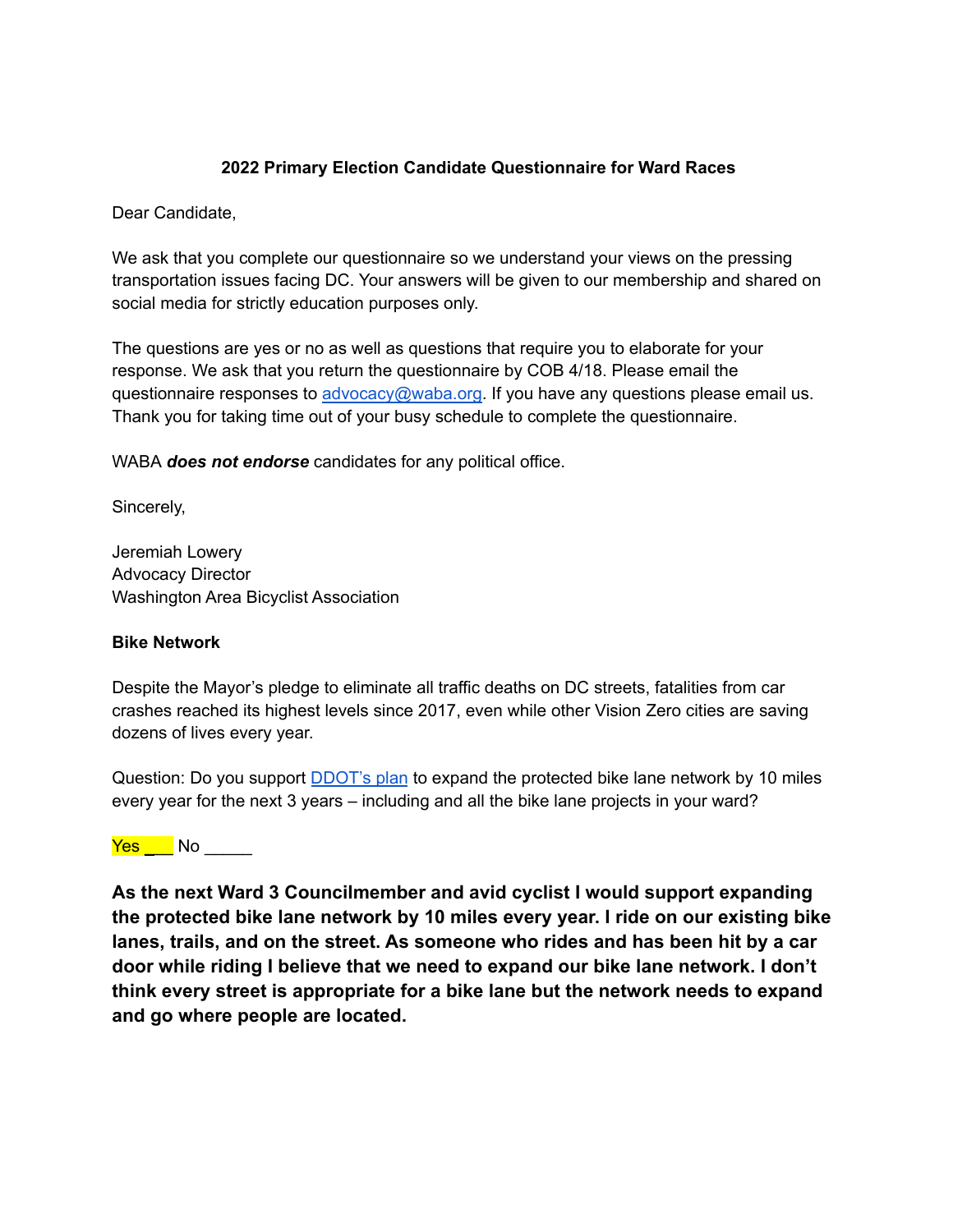**2022 Primary Election Candidate Questionnaire for Ward Races**

Dear Candidate,

We ask that you complete our questionnaire so we understand your views on the pressing transportation issues facing DC. Your answers will be given to our membership and shared on social media for strictly education purposes only.

The questions are yes or no as well as questions that require you to elaborate for your response. We ask that you return the questionnaire by COB 4/18. Please email the questionnaire responses to [advocacy@waba.org](mailto:advocacy@waba.org). If you have any questions please email us. Thank you for taking time out of your busy schedule to complete the questionnaire.

WABA ***does not endorse*** candidates for any political office.

Sincerely,

Jeremiah Lowery
Advocacy Director
Washington Area Bicyclist Association

**Bike Network**

Despite the Mayor's pledge to eliminate all traffic deaths on DC streets, fatalities from car crashes reached its highest levels since 2017, even while other Vision Zero cities are saving dozens of lives every year.

Question: Do you support DDOT's plan to expand the protected bike lane network by 10 miles every year for the next 3 years – including and all the bike lane projects in your ward?

Yes ___ No _____

**As the next Ward 3 Councilmember and avid cyclist I would support expanding the protected bike lane network by 10 miles every year. I ride on our existing bike lanes, trails, and on the street. As someone who rides and has been hit by a car door while riding I believe that we need to expand our bike lane network. I don't think every street is appropriate for a bike lane but the network needs to expand and go where people are located.**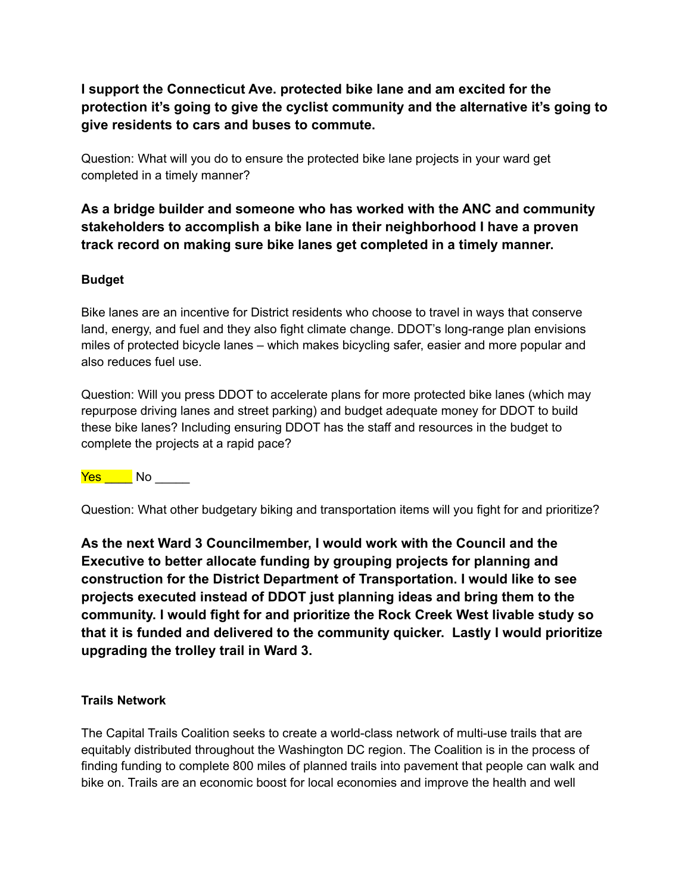**I support the Connecticut Ave. protected bike lane and am excited for the protection it's going to give the cyclist community and the alternative it's going to give residents to cars and buses to commute.**

Question: What will you do to ensure the protected bike lane projects in your ward get completed in a timely manner?

**As a bridge builder and someone who has worked with the ANC and community stakeholders to accomplish a bike lane in their neighborhood I have a proven track record on making sure bike lanes get completed in a timely manner.**

**Budget**

Bike lanes are an incentive for District residents who choose to travel in ways that conserve land, energy, and fuel and they also fight climate change. DDOT's long-range plan envisions miles of protected bicycle lanes – which makes bicycling safer, easier and more popular and also reduces fuel use.

Question: Will you press DDOT to accelerate plans for more protected bike lanes (which may repurpose driving lanes and street parking) and budget adequate money for DDOT to build these bike lanes? Including ensuring DDOT has the staff and resources in the budget to complete the projects at a rapid pace?

Yes ____ No _____

Question: What other budgetary biking and transportation items will you fight for and prioritize?

**As the next Ward 3 Councilmember, I would work with the Council and the Executive to better allocate funding by grouping projects for planning and construction for the District Department of Transportation. I would like to see projects executed instead of DDOT just planning ideas and bring them to the community. I would fight for and prioritize the Rock Creek West livable study so that it is funded and delivered to the community quicker. Lastly I would prioritize upgrading the trolley trail in Ward 3.**

**Trails Network**

The Capital Trails Coalition seeks to create a world-class network of multi-use trails that are equitably distributed throughout the Washington DC region. The Coalition is in the process of finding funding to complete 800 miles of planned trails into pavement that people can walk and bike on. Trails are an economic boost for local economies and improve the health and well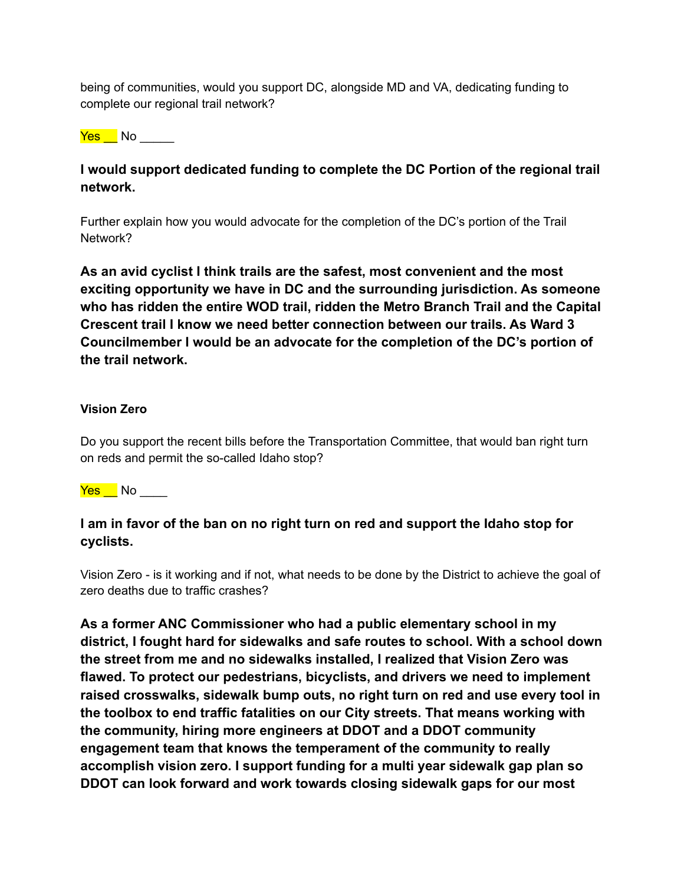being of communities, would you support DC, alongside MD and VA, dedicating funding to complete our regional trail network?

Yes __ No _____

**I would support dedicated funding to complete the DC Portion of the regional trail network.**

Further explain how you would advocate for the completion of the DC's portion of the Trail Network?

**As an avid cyclist I think trails are the safest, most convenient and the most exciting opportunity we have in DC and the surrounding jurisdiction. As someone who has ridden the entire WOD trail, ridden the Metro Branch Trail and the Capital Crescent trail I know we need better connection between our trails. As Ward 3 Councilmember I would be an advocate for the completion of the DC's portion of the trail network.**

**Vision Zero**

Do you support the recent bills before the Transportation Committee, that would ban right turn on reds and permit the so-called Idaho stop?

Yes __ No ____

**I am in favor of the ban on no right turn on red and support the Idaho stop for cyclists.**

Vision Zero - is it working and if not, what needs to be done by the District to achieve the goal of zero deaths due to traffic crashes?

**As a former ANC Commissioner who had a public elementary school in my district, I fought hard for sidewalks and safe routes to school. With a school down the street from me and no sidewalks installed, I realized that Vision Zero was flawed. To protect our pedestrians, bicyclists, and drivers we need to implement raised crosswalks, sidewalk bump outs, no right turn on red and use every tool in the toolbox to end traffic fatalities on our City streets. That means working with the community, hiring more engineers at DDOT and a DDOT community engagement team that knows the temperament of the community to really accomplish vision zero. I support funding for a multi year sidewalk gap plan so DDOT can look forward and work towards closing sidewalk gaps for our most**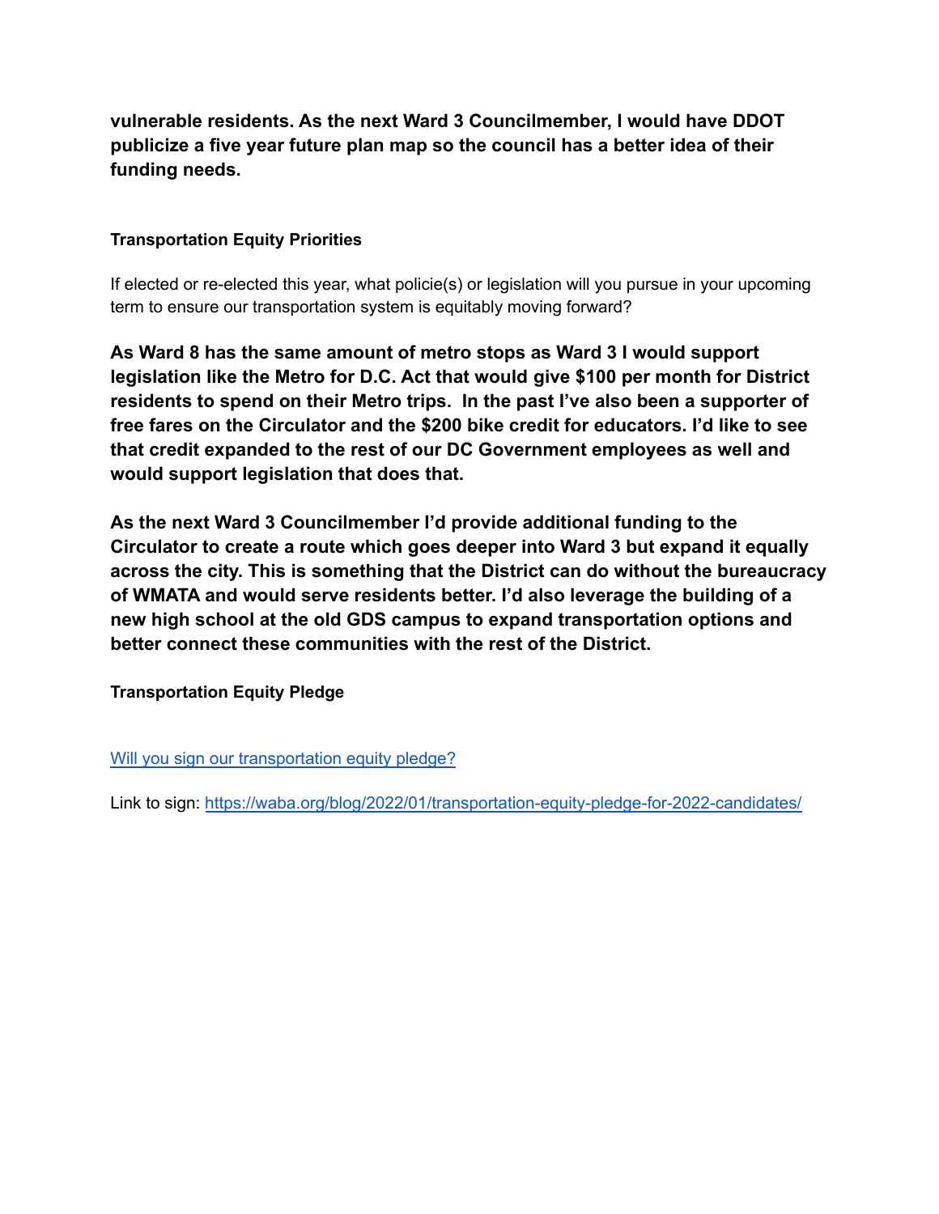**vulnerable residents. As the next Ward 3 Councilmember, I would have DDOT publicize a five year future plan map so the council has a better idea of their funding needs.**

**Transportation Equity Priorities**

If elected or re-elected this year, what policie(s) or legislation will you pursue in your upcoming term to ensure our transportation system is equitably moving forward?

**As Ward 8 has the same amount of metro stops as Ward 3 I would support legislation like the Metro for D.C. Act that would give $100 per month for District residents to spend on their Metro trips.  In the past I've also been a supporter of free fares on the Circulator and the $200 bike credit for educators. I'd like to see that credit expanded to the rest of our DC Government employees as well and would support legislation that does that.**

**As the next Ward 3 Councilmember I'd provide additional funding to the Circulator to create a route which goes deeper into Ward 3 but expand it equally across the city. This is something that the District can do without the bureaucracy of WMATA and would serve residents better. I'd also leverage the building of a new high school at the old GDS campus to expand transportation options and better connect these communities with the rest of the District.**

**Transportation Equity Pledge**

[Will you sign our transportation equity pledge?](https://waba.org/blog/2022/01/transportation-equity-pledge-for-2022-candidates/)

Link to sign: https://waba.org/blog/2022/01/transportation-equity-pledge-for-2022-candidates/